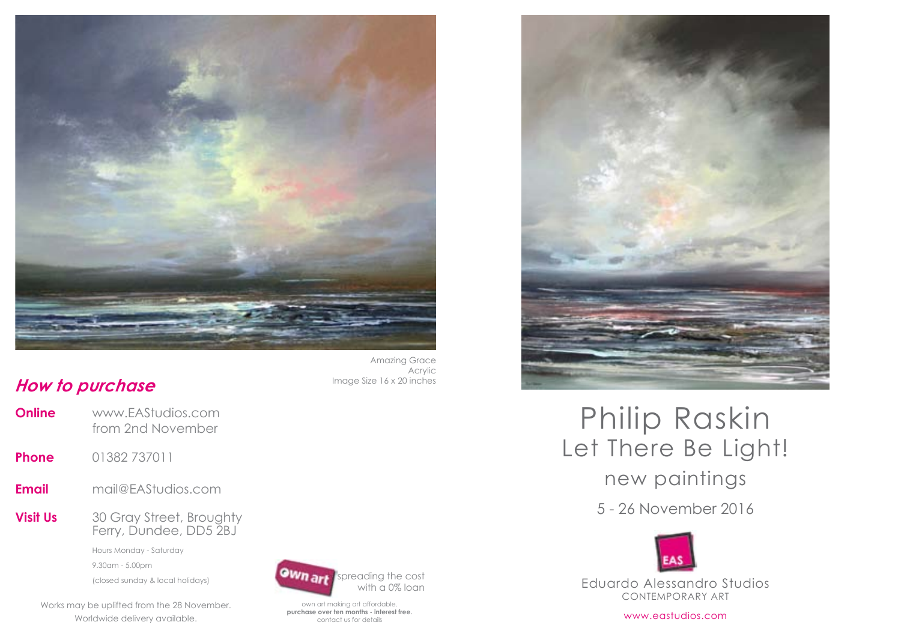Amazing Grace
Acrylic
Image Size 16 x 20 inches

## *How to purchase*

**Online** www.EAStudios.com from 2nd November

**Phone** 01382 737011

**Email** mail@EAStudios.com

**Visit Us** 30 Gray Street, Broughty Ferry, Dundee, DD5 2BJ

Hours Monday - Saturday

9.30am - 5.00pm

(closed sunday & local holidays)

Works may be uplifted from the 28 November.
Worldwide delivery available.

Own art spreading the cost with a 0% loan

own art making art affordable.
**purchase over ten months - interest free.**
contact us for details

# Philip Raskin

## Let There Be Light!

new paintings

5 - 26 November 2016

EAS

Eduardo Alessandro Studios
CONTEMPORARY ART

www.eastudios.com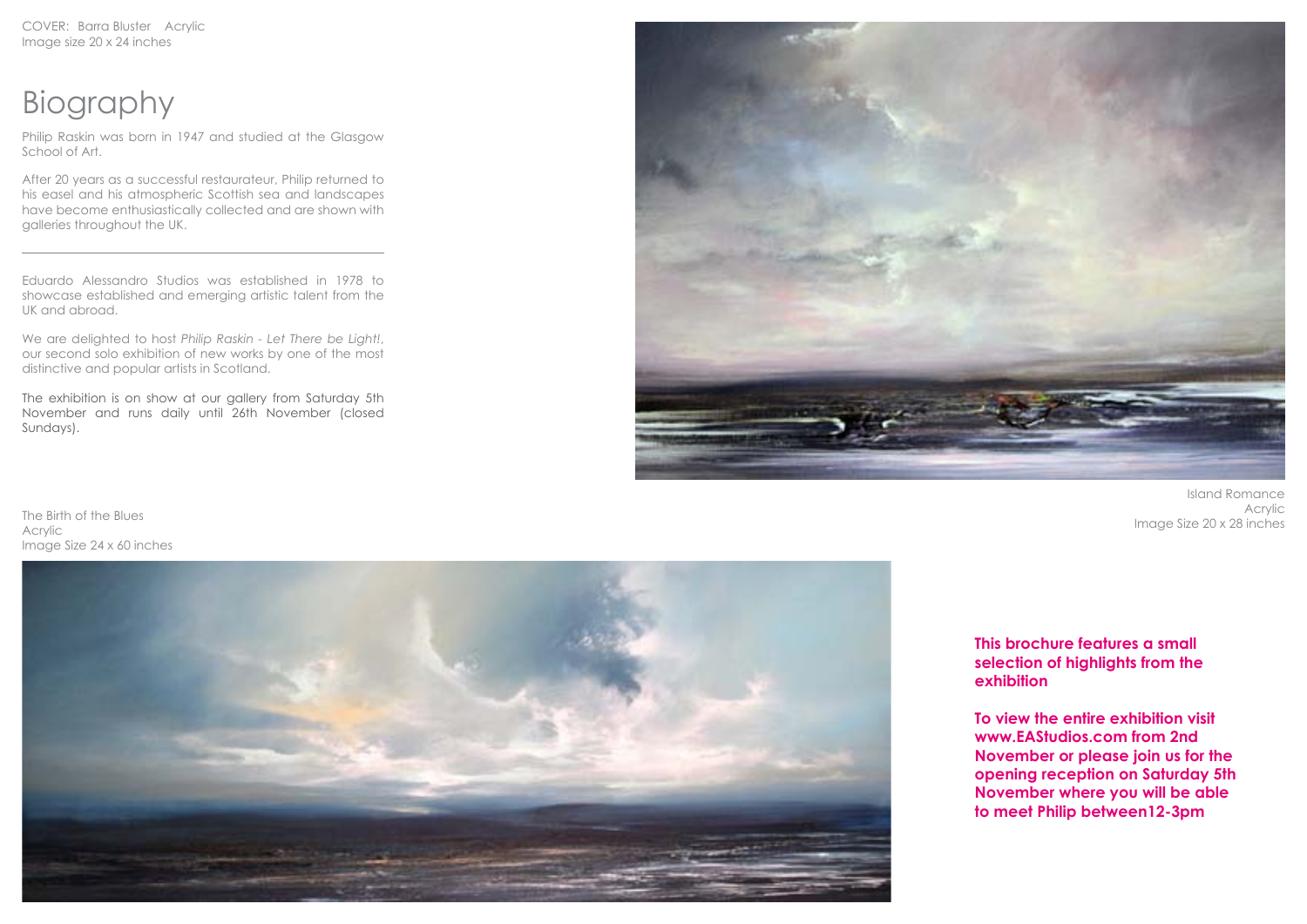COVER: Barra Bluster Acrylic
Image size 20 x 24 inches

# Biography

Philip Raskin was born in 1947 and studied at the Glasgow School of Art.

After 20 years as a successful restaurateur, Philip returned to his easel and his atmospheric Scottish sea and landscapes have become enthusiastically collected and are shown with galleries throughout the UK.

---

Eduardo Alessandro Studios was established in 1978 to showcase established and emerging artistic talent from the UK and abroad.

We are delighted to host *Philip Raskin - Let There be Light!*, our second solo exhibition of new works by one of the most distinctive and popular artists in Scotland.

The exhibition is on show at our gallery from Saturday 5th November and runs daily until 26th November (closed Sundays).

Island Romance
Acrylic
Image Size 20 x 28 inches

The Birth of the Blues
Acrylic
Image Size 24 x 60 inches

**This brochure features a small selection of highlights from the exhibition**

**To view the entire exhibition visit www.EAStudios.com from 2nd November or please join us for the opening reception on Saturday 5th November where you will be able to meet Philip between12-3pm**